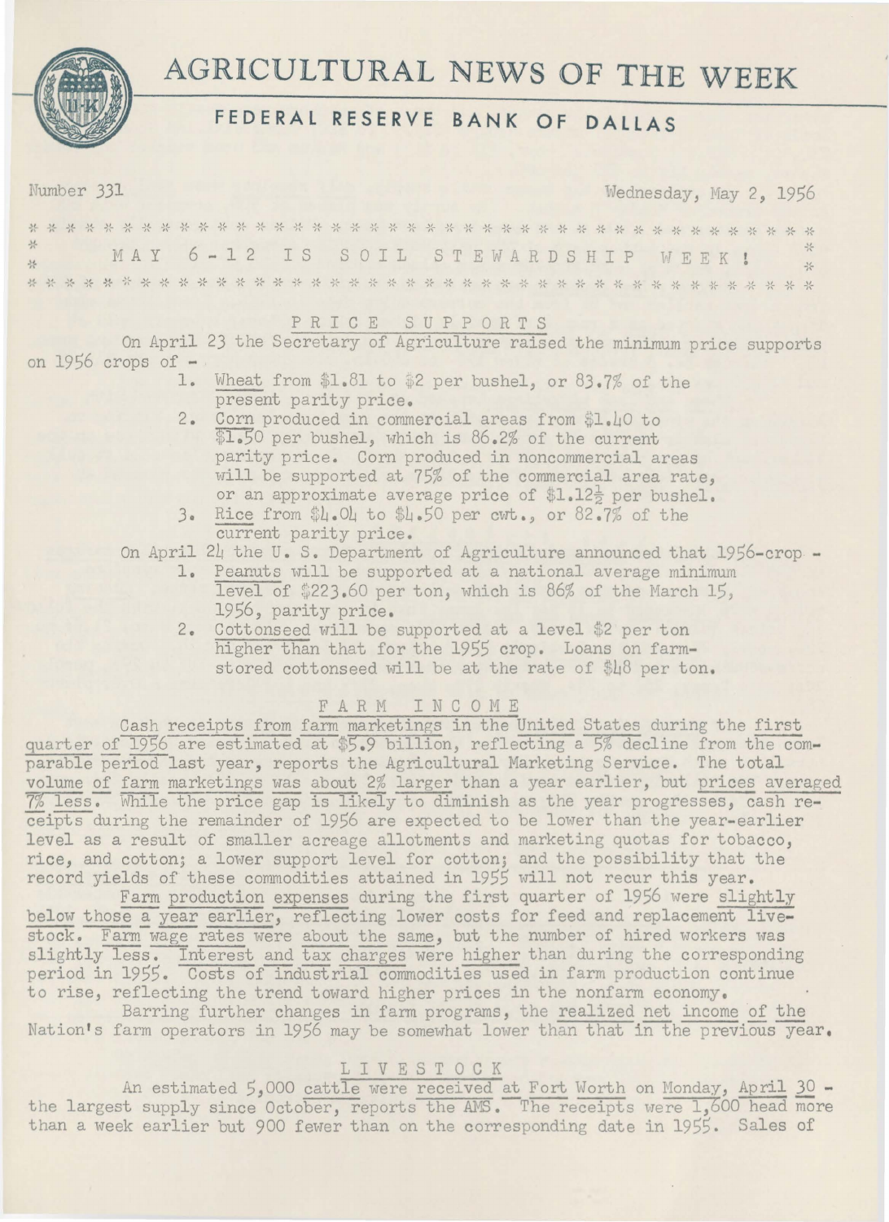# AGRICULTURAL NEWS OF THE WEEK

## FEDERAL RESERVE BANK OF DALLAS

Number 331 Wednesday, May 2, 1956

**MAY 6-12 IS SOIL STEWARDSHIP WEEK!**

### PRICE SUPPORTS

On April 23 the Secretary of Agriculture raised the minimum price supports on 1956 crops of -

1. Wheat from \$1.81 to \$2 per bushel, or 83.7% of the present parity price.
2. Corn produced in commercial areas from \$1.40 to \$1.50 per bushel, which is 86.2% of the current parity price. Corn produced in noncommercial areas will be supported at 75% of the commercial area rate, or an approximate average price of \$1.12½ per bushel.
3. Rice from \$4.04 to \$4.50 per cwt., or 82.7% of the current parity price.

On April 24 the U. S. Department of Agriculture announced that 1956-crop -

1. Peanuts will be supported at a national average minimum level of \$223.60 per ton, which is 86% of the March 15, 1956, parity price.
2. Cottonseed will be supported at a level \$2 per ton higher than that for the 1955 crop. Loans on farm-stored cottonseed will be at the rate of \$48 per ton.

### FARM INCOME

Cash receipts from farm marketings in the United States during the first quarter of 1956 are estimated at \$5.9 billion, reflecting a 5% decline from the comparable period last year, reports the Agricultural Marketing Service. The total volume of farm marketings was about 2% larger than a year earlier, but prices averaged 7% less. While the price gap is likely to diminish as the year progresses, cash receipts during the remainder of 1956 are expected to be lower than the year-earlier level as a result of smaller acreage allotments and marketing quotas for tobacco, rice, and cotton; a lower support level for cotton; and the possibility that the record yields of these commodities attained in 1955 will not recur this year.

Farm production expenses during the first quarter of 1956 were slightly below those a year earlier, reflecting lower costs for feed and replacement livestock. Farm wage rates were about the same, but the number of hired workers was slightly less. Interest and tax charges were higher than during the corresponding period in 1955. Costs of industrial commodities used in farm production continue to rise, reflecting the trend toward higher prices in the nonfarm economy.

Barring further changes in farm programs, the realized net income of the Nation's farm operators in 1956 may be somewhat lower than that in the previous year.

### LIVESTOCK

An estimated 5,000 cattle were received at Fort Worth on Monday, April 30 - the largest supply since October, reports the AMS. The receipts were 1,600 head more than a week earlier but 900 fewer than on the corresponding date in 1955. Sales of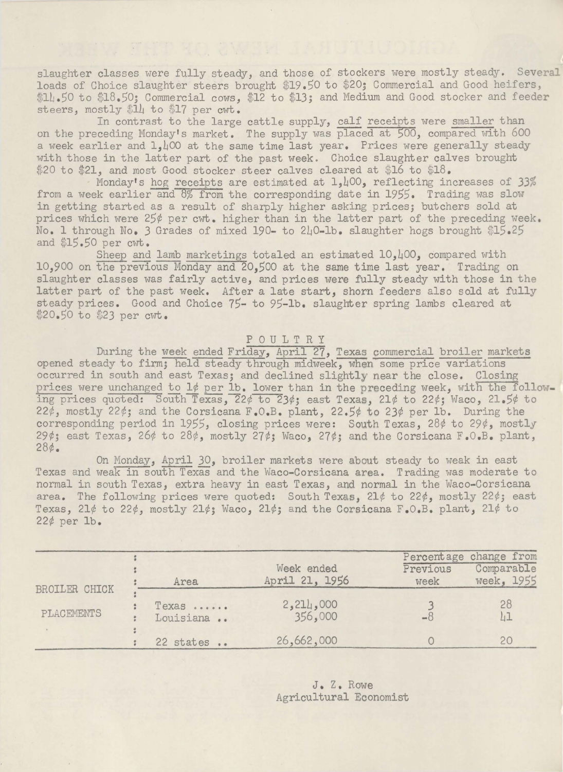slaughter classes were fully steady, and those of stockers were mostly steady. Several loads of Choice slaughter steers brought \$19.50 to \$20; Commercial and Good heifers, \$14.50 to \$18.50; Commercial cows, \$12 to \$13; and Medium and Good stocker and feeder steers, mostly \$14 to \$17 per cwt.

In contrast to the large cattle supply, calf receipts were smaller than on the preceding Monday's market. The supply was placed at 500, compared with 600 a week earlier and 1,400 at the same time last year. Prices were generally steady with those in the latter part of the past week. Choice slaughter calves brought \$20 to \$21, and most Good stocker steer calves cleared at \$16 to \$18.

Monday's hog receipts are estimated at 1,400, reflecting increases of 33% from a week earlier and 8% from the corresponding date in 1955. Trading was slow in getting started as a result of sharply higher asking prices; butchers sold at prices which were 25¢ per cwt. higher than in the latter part of the preceding week. No. 1 through No. 3 Grades of mixed 190- to 240-lb. slaughter hogs brought \$15.25 and \$15.50 per cwt.

Sheep and lamb marketings totaled an estimated 10,400, compared with 10,900 on the previous Monday and 20,500 at the same time last year. Trading on slaughter classes was fairly active, and prices were fully steady with those in the latter part of the past week. After a late start, shorn feeders also sold at fully steady prices. Good and Choice 75- to 95-lb. slaughter spring lambs cleared at \$20.50 to \$23 per cwt.

## POULTRY

During the week ended Friday, April 27, Texas commercial broiler markets opened steady to firm; held steady through midweek, when some price variations occurred in south and east Texas; and declined slightly near the close. Closing prices were unchanged to 1¢ per lb. lower than in the preceding week, with the following prices quoted: South Texas, 22¢ to 23¢; east Texas, 21¢ to 22¢; Waco, 21.5¢ to 22¢, mostly 22¢; and the Corsicana F.O.B. plant, 22.5¢ to 23¢ per lb. During the corresponding period in 1955, closing prices were: South Texas, 28¢ to 29¢, mostly 29¢; east Texas, 26¢ to 28¢, mostly 27¢; Waco, 27¢; and the Corsicana F.O.B. plant, 28¢.

On Monday, April 30, broiler markets were about steady to weak in east Texas and weak in south Texas and the Waco-Corsicana area. Trading was moderate to normal in south Texas, extra heavy in east Texas, and normal in the Waco-Corsicana area. The following prices were quoted: South Texas, 21¢ to 22¢, mostly 22¢; east Texas, 21¢ to 22¢, mostly 21¢; Waco, 21¢; and the Corsicana F.O.B. plant, 21¢ to 22¢ per lb.

| | Area | Week ended April 21, 1956 | Percentage change from Previous week | Percentage change from Comparable week, 1955 |
|---|---|---|---|---|
| BROILER CHICK PLACEMENTS | Texas ...... | 2,214,000 | 3 | 28 |
| | Louisiana .. | 356,000 | -8 | 41 |
| | 22 states .. | 26,662,000 | 0 | 20 |

J. Z. Rowe
Agricultural Economist